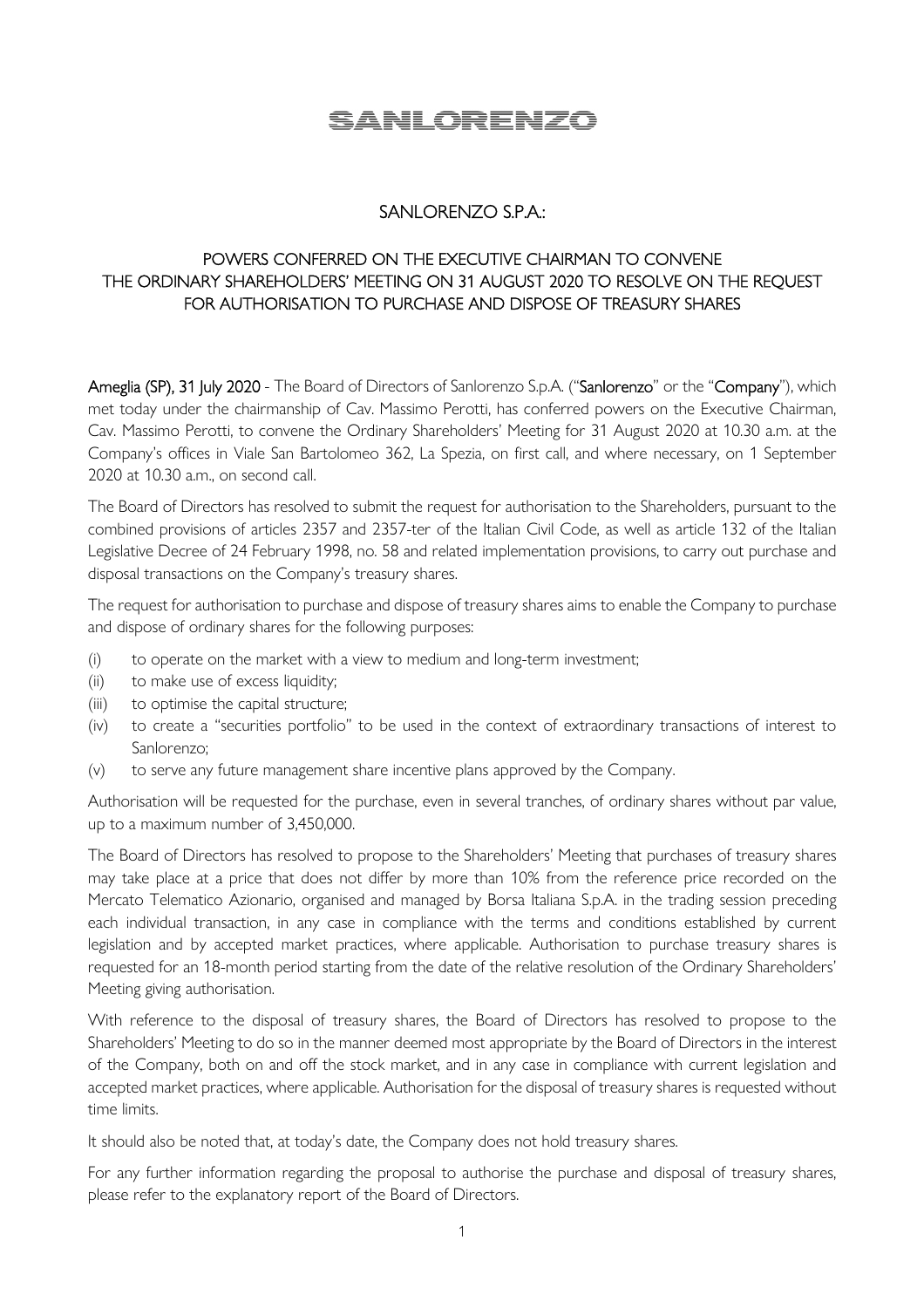# SANLORENZO

## SANLORENZO S.P.A.:

## POWERS CONFERRED ON THE EXECUTIVE CHAIRMAN TO CONVENE THE ORDINARY SHAREHOLDERS' MEETING ON 31 AUGUST 2020 TO RESOLVE ON THE REQUEST FOR AUTHORISATION TO PURCHASE AND DISPOSE OF TREASURY SHARES

**Ameglia (SP), 31 July 2020** - The Board of Directors of Sanlorenzo S.p.A. ("**Sanlorenzo**" or the "**Company**"), which met today under the chairmanship of Cav. Massimo Perotti, has conferred powers on the Executive Chairman, Cav. Massimo Perotti, to convene the Ordinary Shareholders' Meeting for 31 August 2020 at 10.30 a.m. at the Company's offices in Viale San Bartolomeo 362, La Spezia, on first call, and where necessary, on 1 September 2020 at 10.30 a.m., on second call.

The Board of Directors has resolved to submit the request for authorisation to the Shareholders, pursuant to the combined provisions of articles 2357 and 2357-ter of the Italian Civil Code, as well as article 132 of the Italian Legislative Decree of 24 February 1998, no. 58 and related implementation provisions, to carry out purchase and disposal transactions on the Company's treasury shares.

The request for authorisation to purchase and dispose of treasury shares aims to enable the Company to purchase and dispose of ordinary shares for the following purposes:

(i) to operate on the market with a view to medium and long-term investment;
(ii) to make use of excess liquidity;
(iii) to optimise the capital structure;
(iv) to create a "securities portfolio" to be used in the context of extraordinary transactions of interest to Sanlorenzo;
(v) to serve any future management share incentive plans approved by the Company.

Authorisation will be requested for the purchase, even in several tranches, of ordinary shares without par value, up to a maximum number of 3,450,000.

The Board of Directors has resolved to propose to the Shareholders' Meeting that purchases of treasury shares may take place at a price that does not differ by more than 10% from the reference price recorded on the Mercato Telematico Azionario, organised and managed by Borsa Italiana S.p.A. in the trading session preceding each individual transaction, in any case in compliance with the terms and conditions established by current legislation and by accepted market practices, where applicable. Authorisation to purchase treasury shares is requested for an 18-month period starting from the date of the relative resolution of the Ordinary Shareholders' Meeting giving authorisation.

With reference to the disposal of treasury shares, the Board of Directors has resolved to propose to the Shareholders' Meeting to do so in the manner deemed most appropriate by the Board of Directors in the interest of the Company, both on and off the stock market, and in any case in compliance with current legislation and accepted market practices, where applicable. Authorisation for the disposal of treasury shares is requested without time limits.

It should also be noted that, at today's date, the Company does not hold treasury shares.

For any further information regarding the proposal to authorise the purchase and disposal of treasury shares, please refer to the explanatory report of the Board of Directors.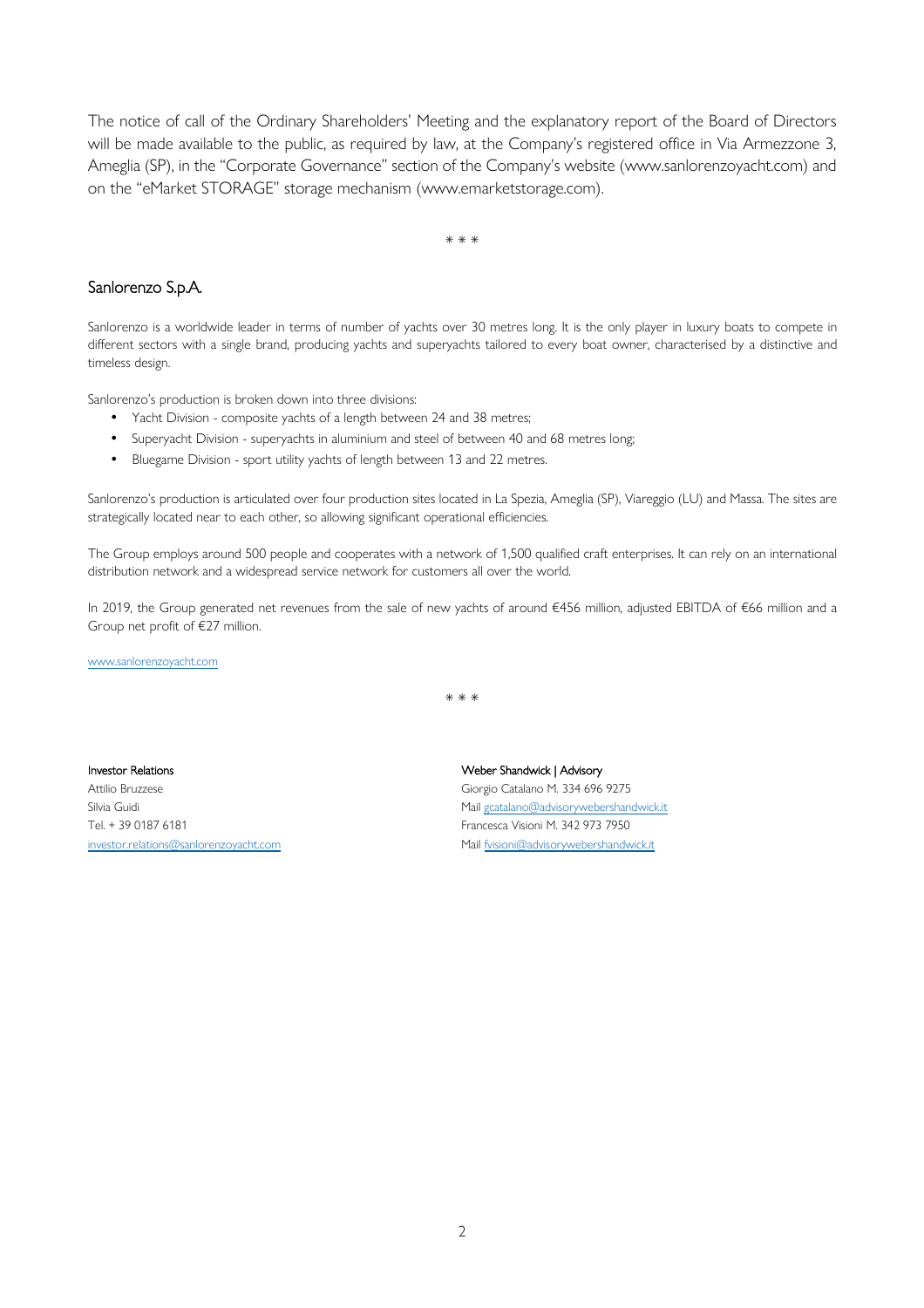The notice of call of the Ordinary Shareholders' Meeting and the explanatory report of the Board of Directors will be made available to the public, as required by law, at the Company's registered office in Via Armezzone 3, Ameglia (SP), in the "Corporate Governance" section of the Company's website (www.sanlorenzoyacht.com) and on the "eMarket STORAGE" storage mechanism (www.emarketstorage.com).

\* \* \*

## Sanlorenzo S.p.A.

Sanlorenzo is a worldwide leader in terms of number of yachts over 30 metres long. It is the only player in luxury boats to compete in different sectors with a single brand, producing yachts and superyachts tailored to every boat owner, characterised by a distinctive and timeless design.

Sanlorenzo's production is broken down into three divisions:

- Yacht Division - composite yachts of a length between 24 and 38 metres;
- Superyacht Division - superyachts in aluminium and steel of between 40 and 68 metres long;
- Bluegame Division - sport utility yachts of length between 13 and 22 metres.

Sanlorenzo's production is articulated over four production sites located in La Spezia, Ameglia (SP), Viareggio (LU) and Massa. The sites are strategically located near to each other, so allowing significant operational efficiencies.

The Group employs around 500 people and cooperates with a network of 1,500 qualified craft enterprises. It can rely on an international distribution network and a widespread service network for customers all over the world.

In 2019, the Group generated net revenues from the sale of new yachts of around €456 million, adjusted EBITDA of €66 million and a Group net profit of €27 million.

www.sanlorenzoyacht.com

\* \* \*

**Investor Relations**
Attilio Bruzzese
Silvia Guidi
Tel. + 39 0187 6181
investor.relations@sanlorenzoyacht.com

**Weber Shandwick | Advisory**
Giorgio Catalano M. 334 696 9275
Mail gcatalano@advisorywebershandwick.it
Francesca Visioni M. 342 973 7950
Mail fvisioni@advisorywebershandwick.it